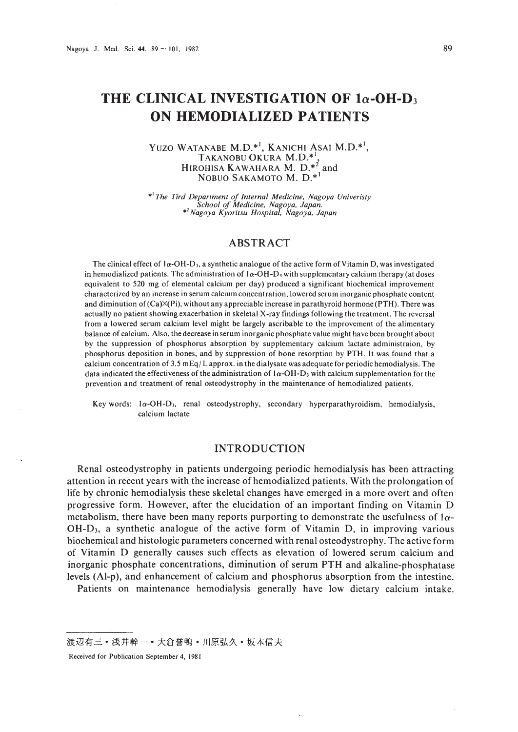# THE CLINICAL INVESTIGATION OF 1$\alpha$-OH-$D_3$ ON HEMODIALIZED PATIENTS

YUZO WATANABE M.D.[*1], KANICHI ASAI M.D.[*1], TAKANOBU OKURA M.D.[*1], HIROHISA KAWAHARA M. D.[*2] and NOBUO SAKAMOTO M. D.[*1]

[*1] *The Tird Department of Internal Medicine, Nagoya Univeristy School of Medicine, Nagoya, Japan.*
[*2] *Nagoya Kyoritsu Hospital, Nagoya, Japan*

## ABSTRACT

The clinical effect of 1$\alpha$-OH-$D_3$, a synthetic analogue of the active form of Vitamin D, was investigated in hemodialized patients. The administration of 1$\alpha$-OH-$D_3$ with supplementary calcium therapy (at doses equivalent to 520 mg of elemental calcium per day) produced a significant biochemical improvement characterized by an increase in serum calcium concentration, lowered serum inorganic phosphate content and diminution of (Ca)$\times$(Pi), without any appreciable increase in parathyroid hormone (PTH). There was actually no patient showing exacerbation in skeletal X-ray findings following the treatment. The reversal from a lowered serum calcium level might be largely ascribable to the improvement of the alimentary balance of calcium. Also, the decrease in serum inorganic phosphate value might have been brought about by the suppression of phosphorus absorption by supplementary calcium lactate administraion, by phosphorus deposition in bones, and by suppression of bone resorption by PTH. It was found that a calcium concentration of 3.5 mEq/L approx. in the dialysate was adequate for periodic hemodialysis. The data indicated the effectiveness of the administration of 1$\alpha$-OH-$D_3$ with calcium supplementation for the prevention and treatment of renal osteodystrophy in the maintenance of hemodialized patients.

Key words: 1$\alpha$-OH-$D_3$, renal osteodystrophy, secondary hyperparathyroidism, hemodialysis, calcium lactate

## INTRODUCTION

Renal osteodystrophy in patients undergoing periodic hemodialysis has been attracting attention in recent years with the increase of hemodialized patients. With the prolongation of life by chronic hemodialysis these skeletal changes have emerged in a more overt and often progressive form. However, after the elucidation of an important finding on Vitamin D metabolism, there have been many reports purporting to demonstrate the usefulness of 1$\alpha$-OH-$D_3$, a synthetic analogue of the active form of Vitamin D, in improving various biochemical and histologic parameters concerned with renal osteodystrophy. The active form of Vitamin D generally causes such effects as elevation of lowered serum calcium and inorganic phosphate concentrations, diminution of serum PTH and alkaline-phosphatase levels (Al-p), and enhancement of calcium and phosphorus absorption from the intestine.

Patients on maintenance hemodialysis generally have low dietary calcium intake.

渡辺有三・浅井幹一・大倉誉鴨・川原弘久・坂本信夫

Received for Publication September 4, 1981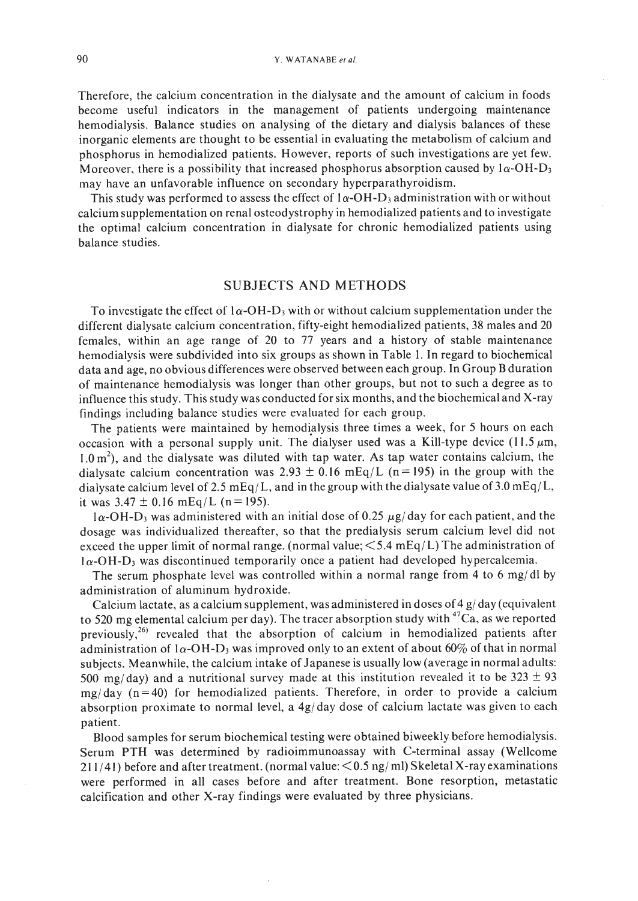Therefore, the calcium concentration in the dialysate and the amount of calcium in foods become useful indicators in the management of patients undergoing maintenance hemodialysis. Balance studies on analysing of the dietary and dialysis balances of these inorganic elements are thought to be essential in evaluating the metabolism of calcium and phosphorus in hemodialized patients. However, reports of such investigations are yet few. Moreover, there is a possibility that increased phosphorus absorption caused by 1$\alpha$-OH-$D_3$ may have an unfavorable influence on secondary hyperparathyroidism.

This study was performed to assess the effect of 1$\alpha$-OH-$D_3$ administration with or without calcium supplementation on renal osteodystrophy in hemodialized patients and to investigate the optimal calcium concentration in dialysate for chronic hemodialized patients using balance studies.

## SUBJECTS AND METHODS

To investigate the effect of 1$\alpha$-OH-$D_3$ with or without calcium supplementation under the different dialysate calcium concentration, fifty-eight hemodialized patients, 38 males and 20 females, within an age range of 20 to 77 years and a history of stable maintenance hemodialysis were subdivided into six groups as shown in Table 1. In regard to biochemical data and age, no obvious differences were observed between each group. In Group B duration of maintenance hemodialysis was longer than other groups, but not to such a degree as to influence this study. This study was conducted for six months, and the biochemical and X-ray findings including balance studies were evaluated for each group.

The patients were maintained by hemodialysis three times a week, for 5 hours on each occasion with a personal supply unit. The dialyser used was a Kill-type device (11.5 $\mu$m, 1.0 $m^2$), and the dialysate was diluted with tap water. As tap water contains calcium, the dialysate calcium concentration was 2.93 $\pm$ 0.16 mEq/L (n = 195) in the group with the dialysate calcium level of 2.5 mEq/L, and in the group with the dialysate value of 3.0 mEq/L, it was 3.47 $\pm$ 0.16 mEq/L (n = 195).

1$\alpha$-OH-$D_3$ was administered with an initial dose of 0.25 $\mu$g/day for each patient, and the dosage was individualized thereafter, so that the predialysis serum calcium level did not exceed the upper limit of normal range. (normal value; <5.4 mEq/L) The administration of 1$\alpha$-OH-$D_3$ was discontinued temporarily once a patient had developed hypercalcemia.

The serum phosphate level was controlled within a normal range from 4 to 6 mg/dl by administration of aluminum hydroxide.

Calcium lactate, as a calcium supplement, was administered in doses of 4 g/day (equivalent to 520 mg elemental calcium per day). The tracer absorption study with $^{47}$Ca, as we reported previously,[26] revealed that the absorption of calcium in hemodialized patients after administration of 1$\alpha$-OH-$D_3$ was improved only to an extent of about 60% of that in normal subjects. Meanwhile, the calcium intake of Japanese is usually low (average in normal adults: 500 mg/day) and a nutritional survey made at this institution revealed it to be 323 $\pm$ 93 mg/day (n = 40) for hemodialized patients. Therefore, in order to provide a calcium absorption proximate to normal level, a 4g/day dose of calcium lactate was given to each patient.

Blood samples for serum biochemical testing were obtained biweekly before hemodialysis. Serum PTH was determined by radioimmunoassay with C-terminal assay (Wellcome 211/41) before and after treatment. (normal value: <0.5 ng/ml) Skeletal X-ray examinations were performed in all cases before and after treatment. Bone resorption, metastatic calcification and other X-ray findings were evaluated by three physicians.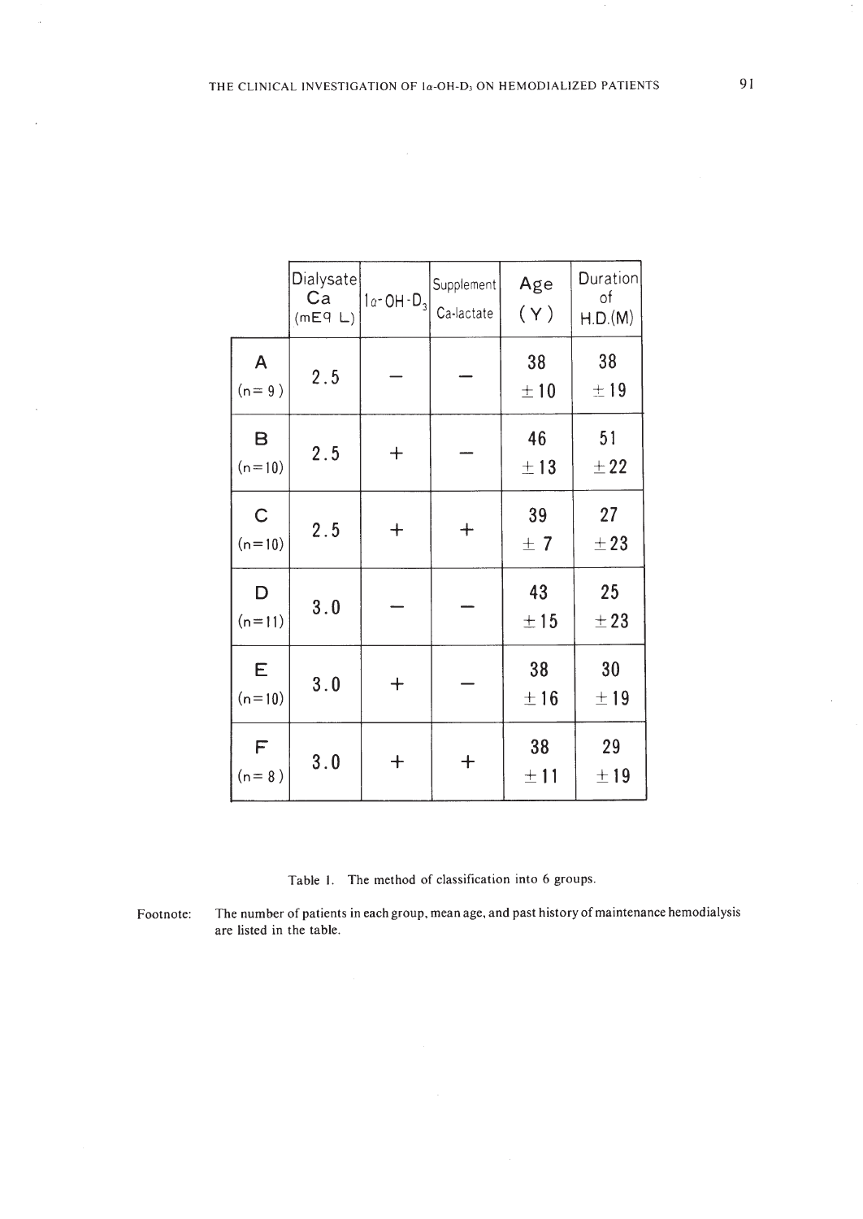|  | Dialysate Ca (mEq L) | $1\alpha$-OH-$D_3$ | Supplement Ca-lactate | Age (Y) | Duration of H.D.(M) |
|---|---|---|---|---|---|
| A (n= 9) | 2.5 | − | − | 38 ±10 | 38 ±19 |
| B (n=10) | 2.5 | + | − | 46 ±13 | 51 ±22 |
| C (n=10) | 2.5 | + | + | 39 ± 7 | 27 ±23 |
| D (n=11) | 3.0 | − | − | 43 ±15 | 25 ±23 |
| E (n=10) | 3.0 | + | − | 38 ±16 | 30 ±19 |
| F (n= 8) | 3.0 | + | + | 38 ±11 | 29 ±19 |

Table 1. The method of classification into 6 groups.

Footnote: The number of patients in each group, mean age, and past history of maintenance hemodialysis are listed in the table.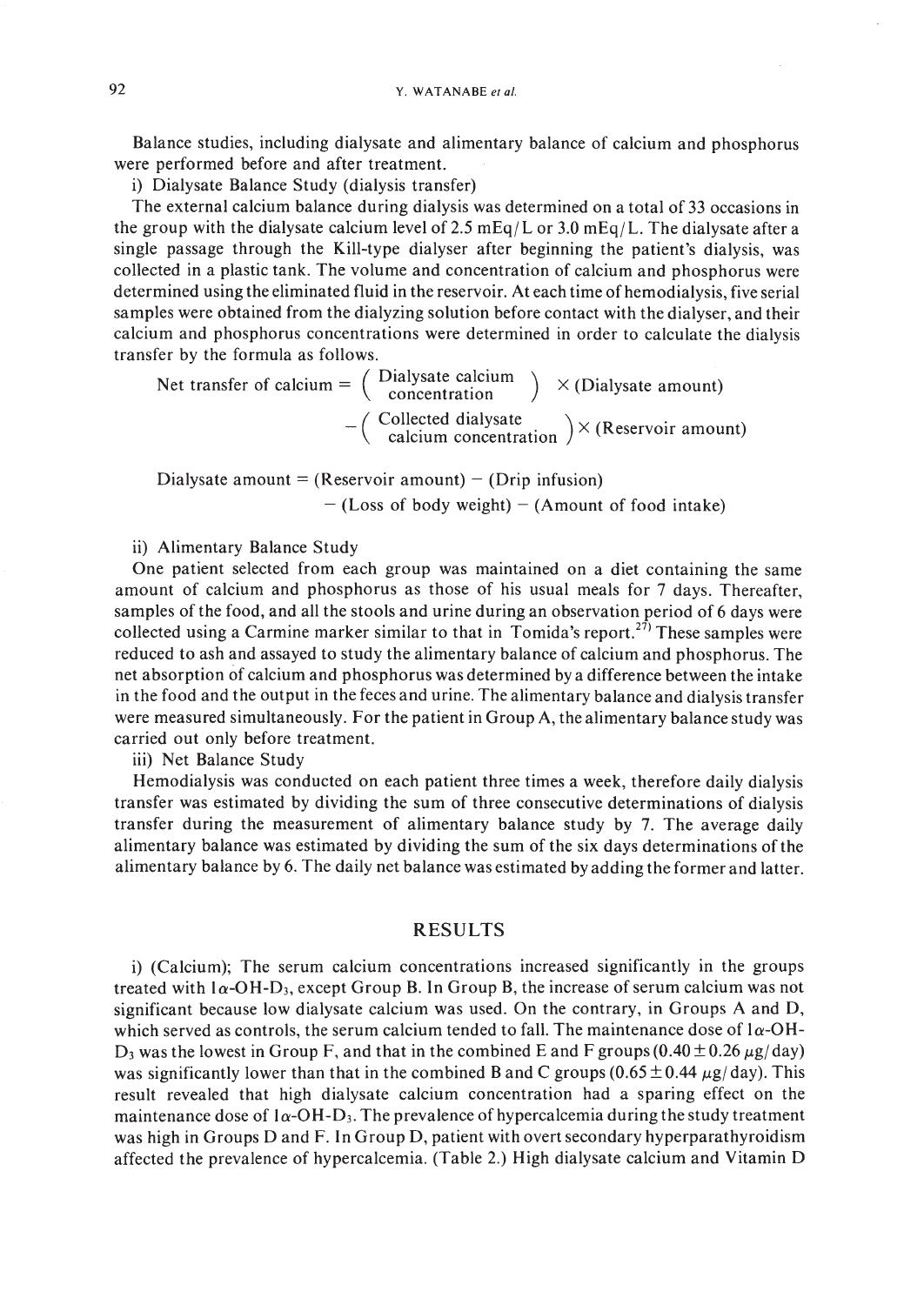Balance studies, including dialysate and alimentary balance of calcium and phosphorus were performed before and after treatment.

i) Dialysate Balance Study (dialysis transfer)

The external calcium balance during dialysis was determined on a total of 33 occasions in the group with the dialysate calcium level of 2.5 mEq/L or 3.0 mEq/L. The dialysate after a single passage through the Kill-type dialyser after beginning the patient's dialysis, was collected in a plastic tank. The volume and concentration of calcium and phosphorus were determined using the eliminated fluid in the reservoir. At each time of hemodialysis, five serial samples were obtained from the dialyzing solution before contact with the dialyser, and their calcium and phosphorus concentrations were determined in order to calculate the dialysis transfer by the formula as follows.

$$\text{Net transfer of calcium} = \left(\begin{array}{c}\text{Dialysate calcium}\\ \text{concentration}\end{array}\right) \times (\text{Dialysate amount}) - \left(\begin{array}{c}\text{Collected dialysate}\\ \text{calcium concentration}\end{array}\right) \times (\text{Reservoir amount})$$

$$\text{Dialysate amount} = (\text{Reservoir amount}) - (\text{Drip infusion}) - (\text{Loss of body weight}) - (\text{Amount of food intake})$$

ii) Alimentary Balance Study

One patient selected from each group was maintained on a diet containing the same amount of calcium and phosphorus as those of his usual meals for 7 days. Thereafter, samples of the food, and all the stools and urine during an observation period of 6 days were collected using a Carmine marker similar to that in Tomida's report.[27] These samples were reduced to ash and assayed to study the alimentary balance of calcium and phosphorus. The net absorption of calcium and phosphorus was determined by a difference between the intake in the food and the output in the feces and urine. The alimentary balance and dialysis transfer were measured simultaneously. For the patient in Group A, the alimentary balance study was carried out only before treatment.

iii) Net Balance Study

Hemodialysis was conducted on each patient three times a week, therefore daily dialysis transfer was estimated by dividing the sum of three consecutive determinations of dialysis transfer during the measurement of alimentary balance study by 7. The average daily alimentary balance was estimated by dividing the sum of the six days determinations of the alimentary balance by 6. The daily net balance was estimated by adding the former and latter.

## RESULTS

i) (Calcium); The serum calcium concentrations increased significantly in the groups treated with 1$\alpha$-OH-$D_3$, except Group B. In Group B, the increase of serum calcium was not significant because low dialysate calcium was used. On the contrary, in Groups A and D, which served as controls, the serum calcium tended to fall. The maintenance dose of 1$\alpha$-OH-$D_3$ was the lowest in Group F, and that in the combined E and F groups ($0.40 \pm 0.26$ $\mu$g/day) was significantly lower than that in the combined B and C groups ($0.65 \pm 0.44$ $\mu$g/day). This result revealed that high dialysate calcium concentration had a sparing effect on the maintenance dose of 1$\alpha$-OH-$D_3$. The prevalence of hypercalcemia during the study treatment was high in Groups D and F. In Group D, patient with overt secondary hyperparathyroidism affected the prevalence of hypercalcemia. (Table 2.) High dialysate calcium and Vitamin D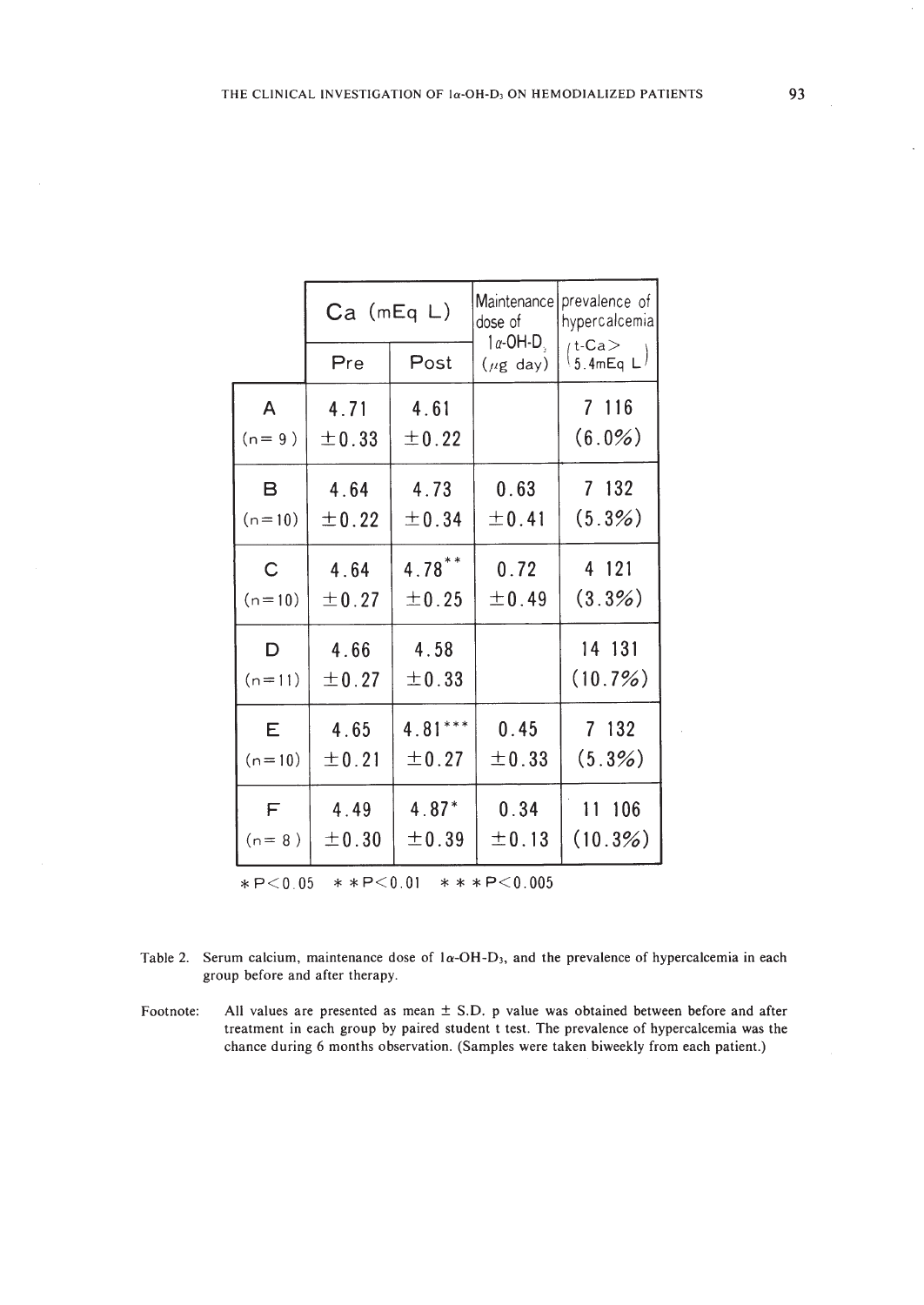| | Ca (mEq L) | | Maintenance dose of 1α-OH-D3 (μg day) | prevalence of hypercalcemia (t-Ca> 5.4mEq L) |
|---|---|---|---|---|
| | Pre | Post | | |
| A (n=9) | 4.71 ±0.33 | 4.61 ±0.22 | | 7 116 (6.0%) |
| B (n=10) | 4.64 ±0.22 | 4.73 ±0.34 | 0.63 ±0.41 | 7 132 (5.3%) |
| C (n=10) | 4.64 ±0.27 | 4.78** ±0.25 | 0.72 ±0.49 | 4 121 (3.3%) |
| D (n=11) | 4.66 ±0.27 | 4.58 ±0.33 | | 14 131 (10.7%) |
| E (n=10) | 4.65 ±0.21 | 4.81*** ±0.27 | 0.45 ±0.33 | 7 132 (5.3%) |
| F (n=8) | 4.49 ±0.30 | 4.87* ±0.39 | 0.34 ±0.13 | 11 106 (10.3%) |

*P<0.05 **P<0.01 ***P<0.005

Table 2. Serum calcium, maintenance dose of 1α-OH-$D_3$, and the prevalence of hypercalcemia in each group before and after therapy.

Footnote: All values are presented as mean ± S.D. p value was obtained between before and after treatment in each group by paired student t test. The prevalence of hypercalcemia was the chance during 6 months observation. (Samples were taken biweekly from each patient.)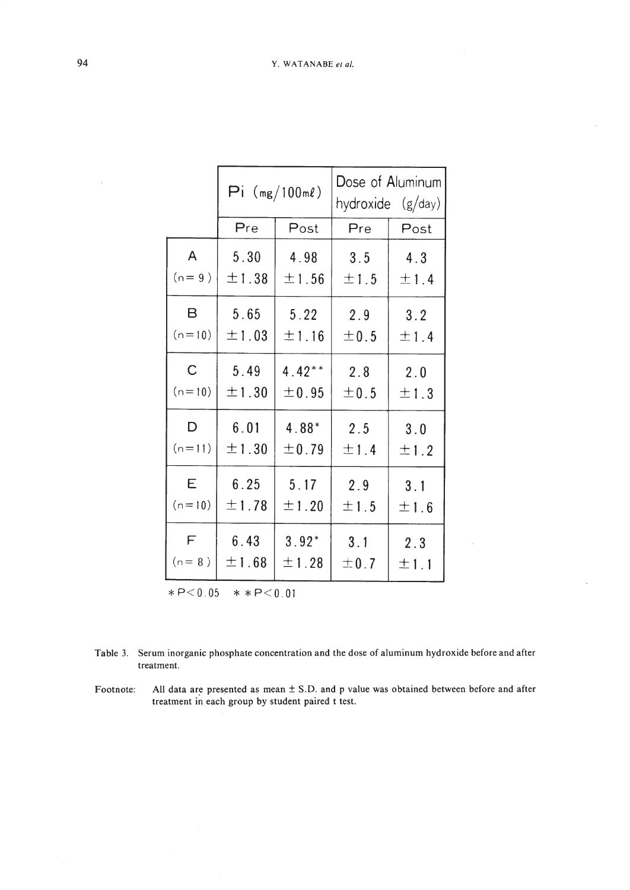| | Pi (mg/100mℓ) | | Dose of Aluminum hydroxide (g/day) | |
|---|---|---|---|---|
| | Pre | Post | Pre | Post |
| A (n=9) | 5.30 ±1.38 | 4.98 ±1.56 | 3.5 ±1.5 | 4.3 ±1.4 |
| B (n=10) | 5.65 ±1.03 | 5.22 ±1.16 | 2.9 ±0.5 | 3.2 ±1.4 |
| C (n=10) | 5.49 ±1.30 | 4.42** ±0.95 | 2.8 ±0.5 | 2.0 ±1.3 |
| D (n=11) | 6.01 ±1.30 | 4.88* ±0.79 | 2.5 ±1.4 | 3.0 ±1.2 |
| E (n=10) | 6.25 ±1.78 | 5.17 ±1.20 | 2.9 ±1.5 | 3.1 ±1.6 |
| F (n=8) | 6.43 ±1.68 | 3.92* ±1.28 | 3.1 ±0.7 | 2.3 ±1.1 |

*$P<0.05$ **$P<0.01$

Table 3. Serum inorganic phosphate concentration and the dose of aluminum hydroxide before and after treatment.

Footnote: All data are presented as mean ± S.D. and p value was obtained between before and after treatment in each group by student paired t test.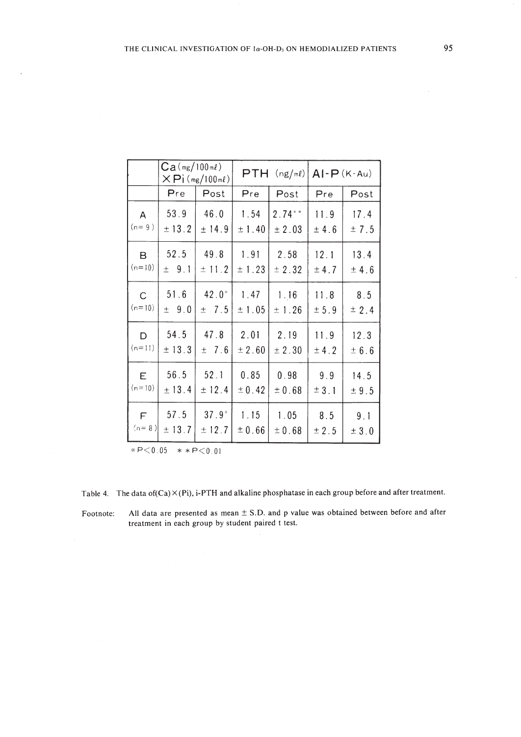| | Ca (mg/100mℓ) × Pi (mg/100mℓ) | | PTH (ng/mℓ) | | Al-P (K-Au) | |
|---|---|---|---|---|---|---|
| | Pre | Post | Pre | Post | Pre | Post |
| A (n=9) | 53.9 ± 13.2 | 46.0 ± 14.9 | 1.54 ± 1.40 | 2.74** ± 2.03 | 11.9 ± 4.6 | 17.4 ± 7.5 |
| B (n=10) | 52.5 ± 9.1 | 49.8 ± 11.2 | 1.91 ± 1.23 | 2.58 ± 2.32 | 12.1 ± 4.7 | 13.4 ± 4.6 |
| C (n=10) | 51.6 ± 9.0 | 42.0* ± 7.5 | 1.47 ± 1.05 | 1.16 ± 1.26 | 11.8 ± 5.9 | 8.5 ± 2.4 |
| D (n=11) | 54.5 ± 13.3 | 47.8 ± 7.6 | 2.01 ± 2.60 | 2.19 ± 2.30 | 11.9 ± 4.2 | 12.3 ± 6.6 |
| E (n=10) | 56.5 ± 13.4 | 52.1 ± 12.4 | 0.85 ± 0.42 | 0.98 ± 0.68 | 9.9 ± 3.1 | 14.5 ± 9.5 |
| F (n=8) | 57.5 ± 13.7 | 37.9* ± 12.7 | 1.15 ± 0.66 | 1.05 ± 0.68 | 8.5 ± 2.5 | 9.1 ± 3.0 |

*$P<0.05$ **$P<0.01$

Table 4. The data of(Ca)×(Pi), i-PTH and alkaline phosphatase in each group before and after treatment.

Footnote: All data are presented as mean ± S.D. and p value was obtained between before and after treatment in each group by student paired t test.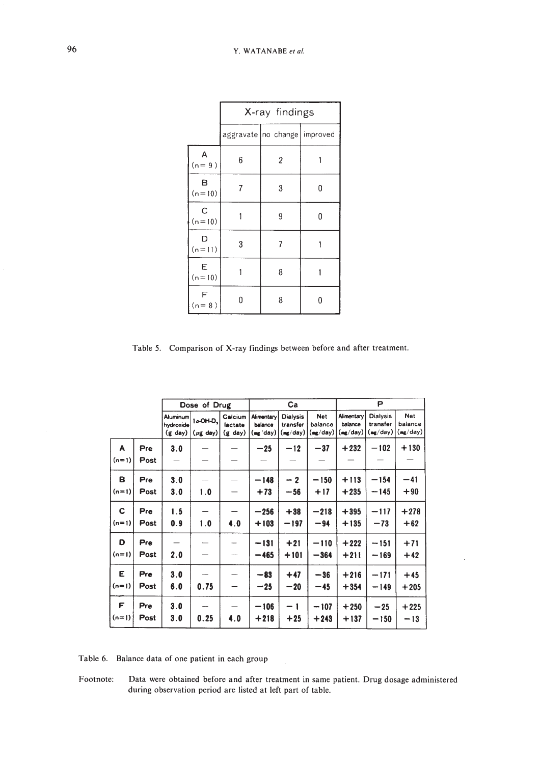| | X-ray findings | | |
|---|---|---|---|
| | aggravate | no change | improved |
| A (n = 9) | 6 | 2 | 1 |
| B (n = 10) | 7 | 3 | 0 |
| C (n = 10) | 1 | 9 | 0 |
| D (n = 11) | 3 | 7 | 1 |
| E (n = 10) | 1 | 8 | 1 |
| F (n = 8) | 0 | 8 | 0 |

Table 5. Comparison of X-ray findings between before and after treatment.

| | | Dose of Drug | | | Ca | | | P | | |
|---|---|---|---|---|---|---|---|---|---|---|
| | | Aluminum hydroxide (g day) | 1α-OH-$D_3$ (μg day) | Calcium lactate (g day) | Alimentary balance (mg/day) | Dialysis transfer (mg/day) | Net balance (mg/day) | Alimentary balance (mg/day) | Dialysis transfer (mg/day) | Net balance (mg/day) |
| A (n=1) | Pre | 3.0 | — | — | −25 | −12 | −37 | +232 | −102 | +130 |
| | Post | — | — | — | — | — | — | — | — | — |
| B (n=1) | Pre | 3.0 | — | — | −148 | −2 | −150 | +113 | −154 | −41 |
| | Post | 3.0 | 1.0 | — | +73 | −56 | +17 | +235 | −145 | +90 |
| C (n=1) | Pre | 1.5 | — | — | −256 | +38 | −218 | +395 | −117 | +278 |
| | Post | 0.9 | 1.0 | 4.0 | +103 | −197 | −94 | +135 | −73 | +62 |
| D (n=1) | Pre | — | — | — | −131 | +21 | −110 | +222 | −151 | +71 |
| | Post | 2.0 | — | — | −465 | +101 | −364 | +211 | −169 | +42 |
| E (n=1) | Pre | 3.0 | — | — | −83 | +47 | −36 | +216 | −171 | +45 |
| | Post | 6.0 | 0.75 | — | −25 | −20 | −45 | +354 | −149 | +205 |
| F (n=1) | Pre | 3.0 | — | — | −106 | −1 | −107 | +250 | −25 | +225 |
| | Post | 3.0 | 0.25 | 4.0 | +218 | +25 | +243 | +137 | −150 | −13 |

Table 6. Balance data of one patient in each group

Footnote: Data were obtained before and after treatment in same patient. Drug dosage administered during observation period are listed at left part of table.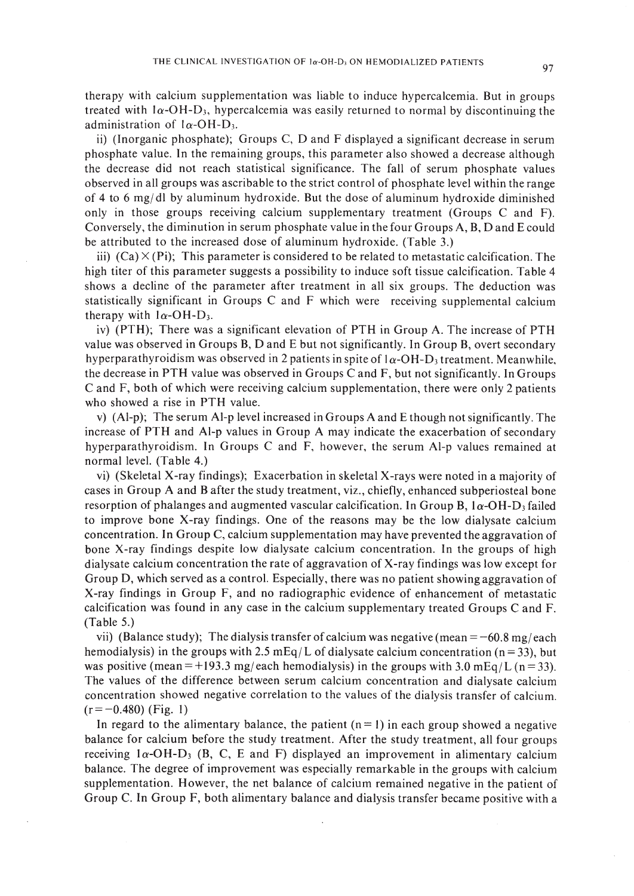therapy with calcium supplementation was liable to induce hypercalcemia. But in groups treated with 1α-OH-$D_3$, hypercalcemia was easily returned to normal by discontinuing the administration of 1α-OH-$D_3$.

ii) (Inorganic phosphate); Groups C, D and F displayed a significant decrease in serum phosphate value. In the remaining groups, this parameter also showed a decrease although the decrease did not reach statistical significance. The fall of serum phosphate values observed in all groups was ascribable to the strict control of phosphate level within the range of 4 to 6 mg/dl by aluminum hydroxide. But the dose of aluminum hydroxide diminished only in those groups receiving calcium supplementary treatment (Groups C and F). Conversely, the diminution in serum phosphate value in the four Groups A, B, D and E could be attributed to the increased dose of aluminum hydroxide. (Table 3.)

iii) (Ca) × (Pi); This parameter is considered to be related to metastatic calcification. The high titer of this parameter suggests a possibility to induce soft tissue calcification. Table 4 shows a decline of the parameter after treatment in all six groups. The deduction was statistically significant in Groups C and F which were receiving supplemental calcium therapy with 1α-OH-$D_3$.

iv) (PTH); There was a significant elevation of PTH in Group A. The increase of PTH value was observed in Groups B, D and E but not significantly. In Group B, overt secondary hyperparathyroidism was observed in 2 patients in spite of 1α-OH-$D_3$ treatment. Meanwhile, the decrease in PTH value was observed in Groups C and F, but not significantly. In Groups C and F, both of which were receiving calcium supplementation, there were only 2 patients who showed a rise in PTH value.

v) (Al-p); The serum Al-p level increased in Groups A and E though not significantly. The increase of PTH and Al-p values in Group A may indicate the exacerbation of secondary hyperparathyroidism. In Groups C and F, however, the serum Al-p values remained at normal level. (Table 4.)

vi) (Skeletal X-ray findings); Exacerbation in skeletal X-rays were noted in a majority of cases in Group A and B after the study treatment, viz., chiefly, enhanced subperiosteal bone resorption of phalanges and augmented vascular calcification. In Group B, 1α-OH-$D_3$ failed to improve bone X-ray findings. One of the reasons may be the low dialysate calcium concentration. In Group C, calcium supplementation may have prevented the aggravation of bone X-ray findings despite low dialysate calcium concentration. In the groups of high dialysate calcium concentration the rate of aggravation of X-ray findings was low except for Group D, which served as a control. Especially, there was no patient showing aggravation of X-ray findings in Group F, and no radiographic evidence of enhancement of metastatic calcification was found in any case in the calcium supplementary treated Groups C and F. (Table 5.)

vii) (Balance study); The dialysis transfer of calcium was negative (mean = −60.8 mg/each hemodialysis) in the groups with 2.5 mEq/L of dialysate calcium concentration ($n = 33$), but was positive (mean = +193.3 mg/each hemodialysis) in the groups with 3.0 mEq/L ($n = 33$). The values of the difference between serum calcium concentration and dialysate calcium concentration showed negative correlation to the values of the dialysis transfer of calcium. ($r = -0.480$) (Fig. 1)

In regard to the alimentary balance, the patient ($n = 1$) in each group showed a negative balance for calcium before the study treatment. After the study treatment, all four groups receiving 1α-OH-$D_3$ (B, C, E and F) displayed an improvement in alimentary calcium balance. The degree of improvement was especially remarkable in the groups with calcium supplementation. However, the net balance of calcium remained negative in the patient of Group C. In Group F, both alimentary balance and dialysis transfer became positive with a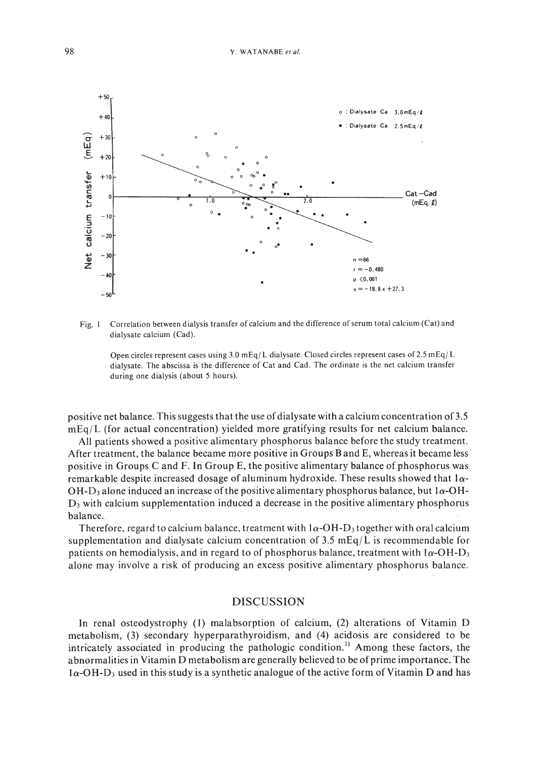Fig. 1 Correlation between dialysis transfer of calcium and the difference of serum total calcium (Cat) and dialysate calcium (Cad).

Open circles represent cases using 3.0 mEq/L dialysate. Closed circles represent cases of 2.5 mEq/L dialysate. The abscissa is the difference of Cat and Cad. The ordinate is the net calcium transfer during one dialysis (about 5 hours).

positive net balance. This suggests that the use of dialysate with a calcium concentration of 3.5 mEq/L (for actual concentration) yielded more gratifying results for net calcium balance.

All patients showed a positive alimentary phosphorus balance before the study treatment. After treatment, the balance became more positive in Groups B and E, whereas it became less positive in Groups C and F. In Group E, the positive alimentary balance of phosphorus was remarkable despite increased dosage of aluminum hydroxide. These results showed that $1\alpha$-OH-$D_3$ alone induced an increase of the positive alimentary phosphorus balance, but $1\alpha$-OH-$D_3$ with calcium supplementation induced a decrease in the positive alimentary phosphorus balance.

Therefore, regard to calcium balance, treatment with $1\alpha$-OH-$D_3$ together with oral calcium supplementation and dialysate calcium concentration of 3.5 mEq/L is recommendable for patients on hemodialysis, and in regard to of phosphorus balance, treatment with $1\alpha$-OH-$D_3$ alone may involve a risk of producing an excess positive alimentary phosphorus balance.

## DISCUSSION

In renal osteodystrophy (1) malabsorption of calcium, (2) alterations of Vitamin D metabolism, (3) secondary hyperparathyroidism, and (4) acidosis are considered to be intricately associated in producing the pathologic condition.[1] Among these factors, the abnormalities in Vitamin D metabolism are generally believed to be of prime importance. The $1\alpha$-OH-$D_3$ used in this study is a synthetic analogue of the active form of Vitamin D and has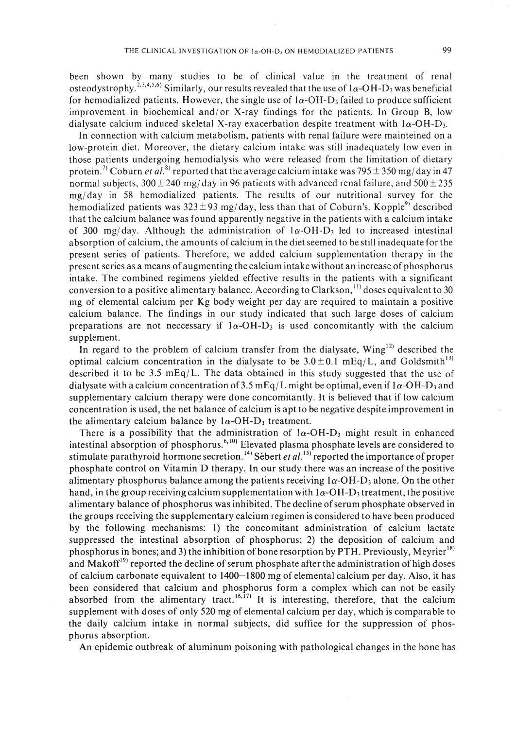been shown by many studies to be of clinical value in the treatment of renal osteodystrophy.[2,3,4,5,6] Similarly, our results revealed that the use of $1\alpha$-OH-$D_3$ was beneficial for hemodialized patients. However, the single use of $1\alpha$-OH-$D_3$ failed to produce sufficient improvement in biochemical and/or X-ray findings for the patients. In Group B, low dialysate calcium induced skeletal X-ray exacerbation despite treatment with $1\alpha$-OH-$D_3$.

In connection with calcium metabolism, patients with renal failure were mainteined on a low-protein diet. Moreover, the dietary calcium intake was still inadequately low even in those patients undergoing hemodialysis who were released from the limitation of dietary protein.[7] Coburn *et al.*[8] reported that the average calcium intake was $795 \pm 350$ mg/day in 47 normal subjects, $300 \pm 240$ mg/day in 96 patients with advanced renal failure, and $500 \pm 235$ mg/day in 58 hemodialized patients. The results of our nutritional survey for the hemodialized patients was $323 \pm 93$ mg/day, less than that of Coburn's. Kopple[9] described that the calcium balance was found apparently negative in the patients with a calcium intake of 300 mg/day. Although the administration of $1\alpha$-OH-$D_3$ led to increased intestinal absorption of calcium, the amounts of calcium in the diet seemed to be still inadequate for the present series of patients. Therefore, we added calcium supplementation therapy in the present series as a means of augmenting the calcium intake without an increase of phosphorus intake. The combined regimens yielded effective results in the patients with a significant conversion to a positive alimentary balance. According to Clarkson,[11] doses equivalent to 30 mg of elemental calcium per Kg body weight per day are required to maintain a positive calcium balance. The findings in our study indicated that such large doses of calcium preparations are not neccessary if $1\alpha$-OH-$D_3$ is used concomitantly with the calcium supplement.

In regard to the problem of calcium transfer from the dialysate, Wing[12] described the optimal calcium concentration in the dialysate to be $3.0 \pm 0.1$ mEq/L, and Goldsmith[13] described it to be 3.5 mEq/L. The data obtained in this study suggested that the use of dialysate with a calcium concentration of 3.5 mEq/L might be optimal, even if $1\alpha$-OH-$D_3$ and supplementary calcium therapy were done concomitantly. It is believed that if low calcium concentration is used, the net balance of calcium is apt to be negative despite improvement in the alimentary calcium balance by $1\alpha$-OH-$D_3$ treatment.

There is a possibility that the administration of $1\alpha$-OH-$D_3$ might result in enhanced intestinal absorption of phosphorus.[6,10] Elevated plasma phosphate levels are considered to stimulate parathyroid hormone secretion.[14] Sébert *et al.*[15] reported the importance of proper phosphate control on Vitamin D therapy. In our study there was an increase of the positive alimentary phosphorus balance among the patients receiving $1\alpha$-OH-$D_3$ alone. On the other hand, in the group receiving calcium supplementation with $1\alpha$-OH-$D_3$ treatment, the positive alimentary balance of phosphorus was inhibited. The decline of serum phosphate observed in the groups receiving the supplementary calcium regimen is considered to have been produced by the following mechanisms: 1) the concomitant administration of calcium lactate suppressed the intestinal absorption of phosphorus; 2) the deposition of calcium and phosphorus in bones; and 3) the inhibition of bone resorption by PTH. Previously, Meyrier[18] and Makoff[19] reported the decline of serum phosphate after the administration of high doses of calcium carbonate equivalent to 1400–1800 mg of elemental calcium per day. Also, it has been considered that calcium and phosphorus form a complex which can not be easily absorbed from the alimentary tract.[16,17] It is interesting, therefore, that the calcium supplement with doses of only 520 mg of elemental calcium per day, which is comparable to the daily calcium intake in normal subjects, did suffice for the suppression of phosphorus absorption.

An epidemic outbreak of aluminum poisoning with pathological changes in the bone has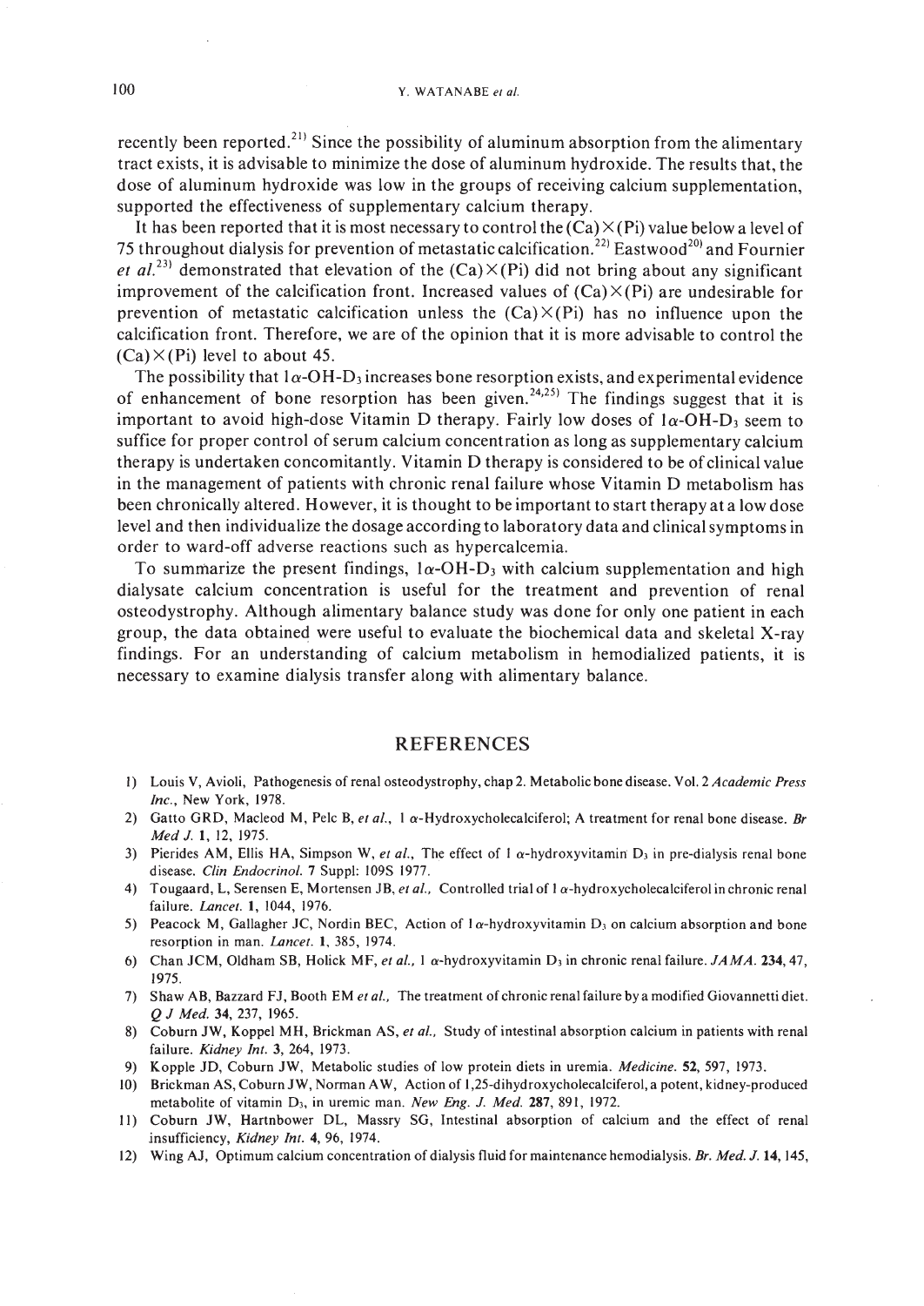recently been reported.[21] Since the possibility of aluminum absorption from the alimentary tract exists, it is advisable to minimize the dose of aluminum hydroxide. The results that, the dose of aluminum hydroxide was low in the groups of receiving calcium supplementation, supported the effectiveness of supplementary calcium therapy.

It has been reported that it is most necessary to control the (Ca)×(Pi) value below a level of 75 throughout dialysis for prevention of metastatic calcification.[22] Eastwood[20] and Fournier *et al.*[23] demonstrated that elevation of the (Ca)×(Pi) did not bring about any significant improvement of the calcification front. Increased values of (Ca)×(Pi) are undesirable for prevention of metastatic calcification unless the (Ca)×(Pi) has no influence upon the calcification front. Therefore, we are of the opinion that it is more advisable to control the (Ca)×(Pi) level to about 45.

The possibility that 1α-OH-$D_3$ increases bone resorption exists, and experimental evidence of enhancement of bone resorption has been given.[24,25] The findings suggest that it is important to avoid high-dose Vitamin D therapy. Fairly low doses of 1α-OH-$D_3$ seem to suffice for proper control of serum calcium concentration as long as supplementary calcium therapy is undertaken concomitantly. Vitamin D therapy is considered to be of clinical value in the management of patients with chronic renal failure whose Vitamin D metabolism has been chronically altered. However, it is thought to be important to start therapy at a low dose level and then individualize the dosage according to laboratory data and clinical symptoms in order to ward-off adverse reactions such as hypercalcemia.

To summarize the present findings, 1α-OH-$D_3$ with calcium supplementation and high dialysate calcium concentration is useful for the treatment and prevention of renal osteodystrophy. Although alimentary balance study was done for only one patient in each group, the data obtained were useful to evaluate the biochemical data and skeletal X-ray findings. For an understanding of calcium metabolism in hemodialized patients, it is necessary to examine dialysis transfer along with alimentary balance.

## REFERENCES

1) Louis V, Avioli, Pathogenesis of renal osteodystrophy, chap 2. Metabolic bone disease. Vol. 2 *Academic Press Inc.*, New York, 1978.
2) Gatto GRD, Macleod M, Pelc B, *et al.*, 1 α-Hydroxycholecalciferol; A treatment for renal bone disease. *Br Med J.* **1**, 12, 1975.
3) Pierides AM, Ellis HA, Simpson W, *et al.*, The effect of 1 α-hydroxyvitamin $D_3$ in pre-dialysis renal bone disease. *Clin Endocrinol.* **7** Suppl: 109S 1977.
4) Tougaard, L, Serensen E, Mortensen JB, *et al.*, Controlled trial of 1 α-hydroxycholecalciferol in chronic renal failure. *Lancet.* **1**, 1044, 1976.
5) Peacock M, Gallagher JC, Nordin BEC, Action of 1α-hydroxyvitamin $D_3$ on calcium absorption and bone resorption in man. *Lancet.* **1**, 385, 1974.
6) Chan JCM, Oldham SB, Holick MF, *et al.*, 1 α-hydroxyvitamin $D_3$ in chronic renal failure. *JAMA.* **234**, 47, 1975.
7) Shaw AB, Bazzard FJ, Booth EM *et al.*, The treatment of chronic renal failure by a modified Giovannetti diet. *Q J Med.* **34**, 237, 1965.
8) Coburn JW, Koppel MH, Brickman AS, *et al.*, Study of intestinal absorption calcium in patients with renal failure. *Kidney Int.* **3**, 264, 1973.
9) Kopple JD, Coburn JW, Metabolic studies of low protein diets in uremia. *Medicine.* **52**, 597, 1973.
10) Brickman AS, Coburn JW, Norman AW, Action of 1,25-dihydroxycholecalciferol, a potent, kidney-produced metabolite of vitamin $D_3$, in uremic man. *New Eng. J. Med.* **287**, 891, 1972.
11) Coburn JW, Hartnbower DL, Massry SG, Intestinal absorption of calcium and the effect of renal insufficiency, *Kidney Int.* **4**, 96, 1974.
12) Wing AJ, Optimum calcium concentration of dialysis fluid for maintenance hemodialysis. *Br. Med. J.* **14**, 145,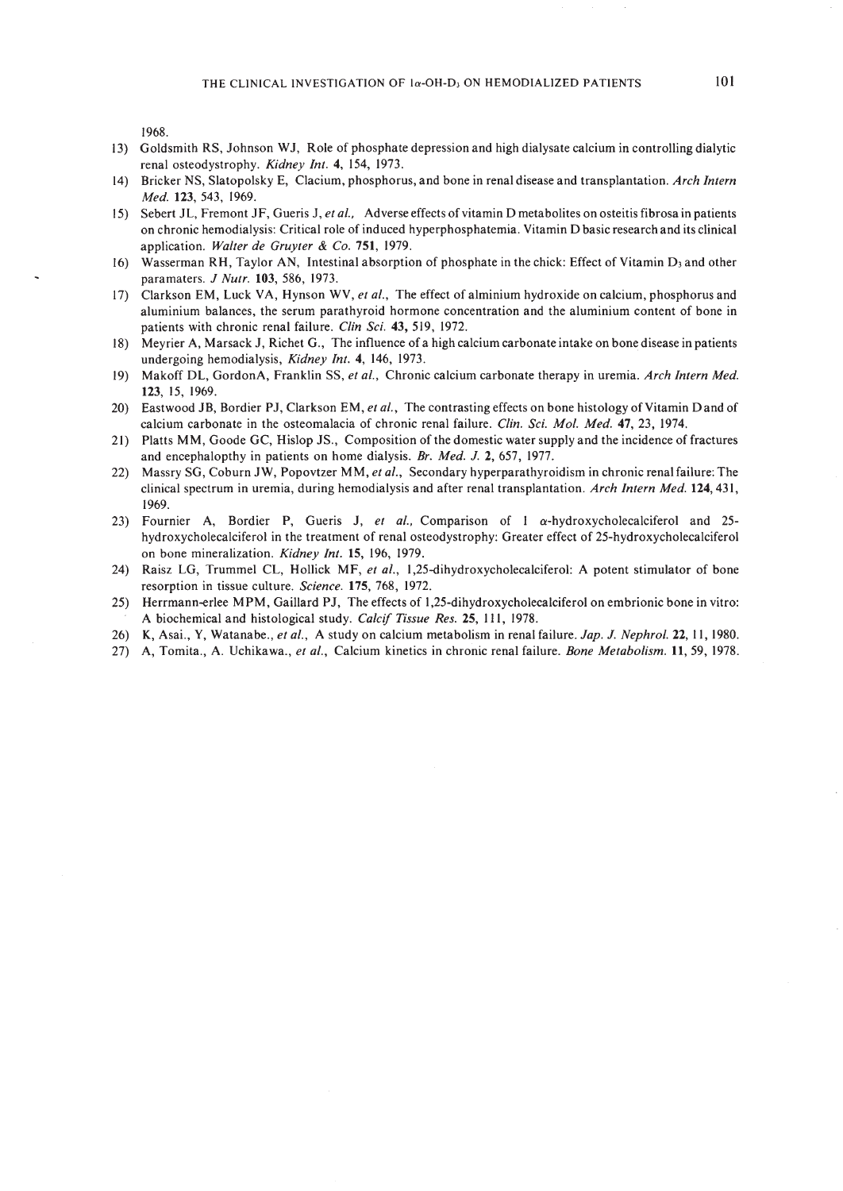1968.

13) Goldsmith RS, Johnson WJ, Role of phosphate depression and high dialysate calcium in controlling dialytic renal osteodystrophy. *Kidney Int.* **4**, 154, 1973.
14) Bricker NS, Slatopolsky E, Clacium, phosphorus, and bone in renal disease and transplantation. *Arch Intern Med.* **123**, 543, 1969.
15) Sebert JL, Fremont JF, Gueris J, *et al.*, Adverse effects of vitamin D metabolites on osteitis fibrosa in patients on chronic hemodialysis: Critical role of induced hyperphosphatemia. Vitamin D basic research and its clinical application. *Walter de Gruyter & Co.* **751**, 1979.
16) Wasserman RH, Taylor AN, Intestinal absorption of phosphate in the chick: Effect of Vitamin $D_3$ and other paramaters. *J Nutr.* **103**, 586, 1973.
17) Clarkson EM, Luck VA, Hynson WV, *et al.*, The effect of alminium hydroxide on calcium, phosphorus and aluminium balances, the serum parathyroid hormone concentration and the aluminium content of bone in patients with chronic renal failure. *Clin Sci.* **43**, 519, 1972.
18) Meyrier A, Marsack J, Richet G., The influence of a high calcium carbonate intake on bone disease in patients undergoing hemodialysis, *Kidney Int.* **4**, 146, 1973.
19) Makoff DL, GordonA, Franklin SS, *et al.*, Chronic calcium carbonate therapy in uremia. *Arch Intern Med.* **123**, 15, 1969.
20) Eastwood JB, Bordier PJ, Clarkson EM, *et al.*, The contrasting effects on bone histology of Vitamin Dand of calcium carbonate in the osteomalacia of chronic renal failure. *Clin. Sci. Mol. Med.* **47**, 23, 1974.
21) Platts MM, Goode GC, Hislop JS., Composition of the domestic water supply and the incidence of fractures and encephalopthy in patients on home dialysis. *Br. Med. J.* **2**, 657, 1977.
22) Massry SG, Coburn JW, Popovtzer MM, *et al.*, Secondary hyperparathyroidism in chronic renal failure: The clinical spectrum in uremia, during hemodialysis and after renal transplantation. *Arch Intern Med.* **124**, 431, 1969.
23) Fournier A, Bordier P, Gueris J, *et al.*, Comparison of 1 $\alpha$-hydroxycholecalciferol and 25-hydroxycholecalciferol in the treatment of renal osteodystrophy: Greater effect of 25-hydroxycholecalciferol on bone mineralization. *Kidney Int.* **15**, 196, 1979.
24) Raisz LG, Trummel CL, Hollick MF, *et al.*, 1,25-dihydroxycholecalciferol: A potent stimulator of bone resorption in tissue culture. *Science.* **175**, 768, 1972.
25) Herrmann-erlee MPM, Gaillard PJ, The effects of 1,25-dihydroxycholecalciferol on embrionic bone in vitro: A biochemical and histological study. *Calcif Tissue Res.* **25**, 111, 1978.
26) K, Asai., Y, Watanabe., *et al.*, A study on calcium metabolism in renal failure. *Jap. J. Nephrol.* **22**, 11, 1980.
27) A, Tomita., A. Uchikawa., *et al.*, Calcium kinetics in chronic renal failure. *Bone Metabolism.* **11**, 59, 1978.